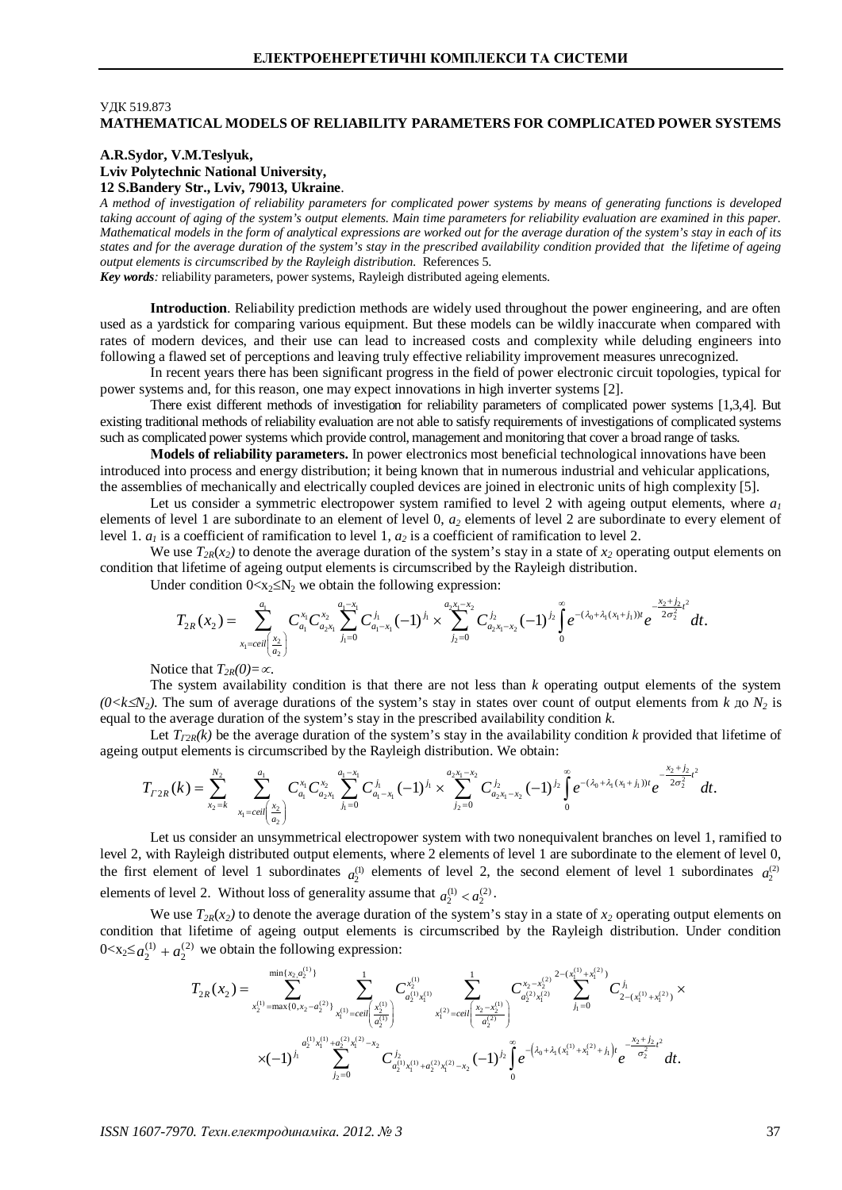УДК 519.873

**MATHEMATICAL MODELS OF RELIABILITY PARAMETERS FOR COMPLICATED POWER SYSTEMS**

**A.R.Sydor, V.M.Teslyuk,**
**Lviv Polytechnic National University,**
**12 S.Bandery Str., Lviv, 79013, Ukraine**.

*A method of investigation of reliability parameters for complicated power systems by means of generating functions is developed taking account of aging of the system's output elements. Main time parameters for reliability evaluation are examined in this paper. Mathematical models in the form of analytical expressions are worked out for the average duration of the system's stay in each of its states and for the average duration of the system's stay in the prescribed availability condition provided that the lifetime of ageing output elements is circumscribed by the Rayleigh distribution.* References 5.

***Key words****:* reliability parameters, power systems, Rayleigh distributed ageing elements.

**Introduction**. Reliability prediction methods are widely used throughout the power engineering, and are often used as a yardstick for comparing various equipment. But these models can be wildly inaccurate when compared with rates of modern devices, and their use can lead to increased costs and complexity while deluding engineers into following a flawed set of perceptions and leaving truly effective reliability improvement measures unrecognized.

In recent years there has been significant progress in the field of power electronic circuit topologies, typical for power systems and, for this reason, one may expect innovations in high inverter systems [2].

There exist different methods of investigation for reliability parameters of complicated power systems [1,3,4]. But existing traditional methods of reliability evaluation are not able to satisfy requirements of investigations of complicated systems such as complicated power systems which provide control, management and monitoring that cover a broad range of tasks.

**Models of reliability parameters.** In power electronics most beneficial technological innovations have been introduced into process and energy distribution; it being known that in numerous industrial and vehicular applications, the assemblies of mechanically and electrically coupled devices are joined in electronic units of high complexity [5].

Let us consider a symmetric electropower system ramified to level 2 with ageing output elements, where $a_1$ elements of level 1 are subordinate to an element of level 0, $a_2$ elements of level 2 are subordinate to every element of level 1. $a_1$ is a coefficient of ramification to level 1, $a_2$ is a coefficient of ramification to level 2.

We use $T_{2R}(x_2)$ to denote the average duration of the system's stay in a state of $x_2$ operating output elements on condition that lifetime of ageing output elements is circumscribed by the Rayleigh distribution.

Under condition $0<x_2\leq N_2$ we obtain the following expression:

$$T_{2R}(x_2)=\sum_{x_1=ceil\left(\frac{x_2}{a_2}\right)}^{a_1} C_{a_1}^{x_1} C_{a_2x_1}^{x_2} \sum_{j_1=0}^{a_1-x_1} C_{a_1-x_1}^{j_1}(-1)^{j_1}\times \sum_{j_2=0}^{a_2x_1-x_2} C_{a_2x_1-x_2}^{j_2}(-1)^{j_2}\int_0^{\infty} e^{-(\lambda_0+\lambda_1(x_1+j_1))t} e^{-\frac{x_2+j_2}{2\sigma_2^2}t^2}\,dt.$$

Notice that $T_{2R}(0)=\infty$.

The system availability condition is that there are not less than $k$ operating output elements of the system $(0<k\leq N_2)$. The sum of average durations of the system's stay in states over count of output elements from $k$ до $N_2$ is equal to the average duration of the system's stay in the prescribed availability condition $k$.

Let $T_{\Gamma 2R}(k)$ be the average duration of the system's stay in the availability condition $k$ provided that lifetime of ageing output elements is circumscribed by the Rayleigh distribution. We obtain:

$$T_{\Gamma 2R}(k)=\sum_{x_2=k}^{N_2}\sum_{x_1=ceil\left(\frac{x_2}{a_2}\right)}^{a_1} C_{a_1}^{x_1} C_{a_2x_1}^{x_2} \sum_{j_1=0}^{a_1-x_1} C_{a_1-x_1}^{j_1}(-1)^{j_1}\times \sum_{j_2=0}^{a_2x_1-x_2} C_{a_2x_1-x_2}^{j_2}(-1)^{j_2}\int_0^{\infty} e^{-(\lambda_0+\lambda_1(x_1+j_1))t} e^{-\frac{x_2+j_2}{2\sigma_2^2}t^2}\,dt.$$

Let us consider an unsymmetrical electropower system with two nonequivalent branches on level 1, ramified to level 2, with Rayleigh distributed output elements, where 2 elements of level 1 are subordinate to the element of level 0, the first element of level 1 subordinates $a_2^{(1)}$ elements of level 2, the second element of level 1 subordinates $a_2^{(2)}$ elements of level 2. Without loss of generality assume that $a_2^{(1)}<a_2^{(2)}$.

We use $T_{2R}(x_2)$ to denote the average duration of the system's stay in a state of $x_2$ operating output elements on condition that lifetime of ageing output elements is circumscribed by the Rayleigh distribution. Under condition $0<x_2\leq a_2^{(1)}+a_2^{(2)}$ we obtain the following expression:

$$T_{2R}(x_2)=\sum_{x_2^{(1)}=\max\{0,x_2-a_2^{(2)}\}}^{\min\{x_2,a_2^{(1)}\}}\ \sum_{x_1^{(1)}=ceil\left(\frac{x_2^{(1)}}{a_2^{(1)}}\right)}^{1} C_{a_2^{(1)}x_1^{(1)}}^{x_2^{(1)}} \sum_{x_1^{(2)}=ceil\left(\frac{x_2-x_2^{(1)}}{a_2^{(2)}}\right)}^{1} C_{a_2^{(2)}x_1^{(2)}}^{x_2-x_2^{(1)}} \sum_{j_1=0}^{2-(x_1^{(1)}+x_1^{(2)})} C_{2-(x_1^{(1)}+x_1^{(2)})}^{j_1}\times$$

$$\times(-1)^{j_1}\sum_{j_2=0}^{a_2^{(1)}x_1^{(1)}+a_2^{(2)}x_1^{(2)}-x_2} C_{a_2^{(1)}x_1^{(1)}+a_2^{(2)}x_1^{(2)}-x_2}^{j_2}(-1)^{j_2}\int_0^{\infty} e^{-\left(\lambda_0+\lambda_1(x_1^{(1)}+x_1^{(2)}+j_1)\right)t} e^{-\frac{x_2+j_2}{\sigma_2^2}t^2}\,dt.$$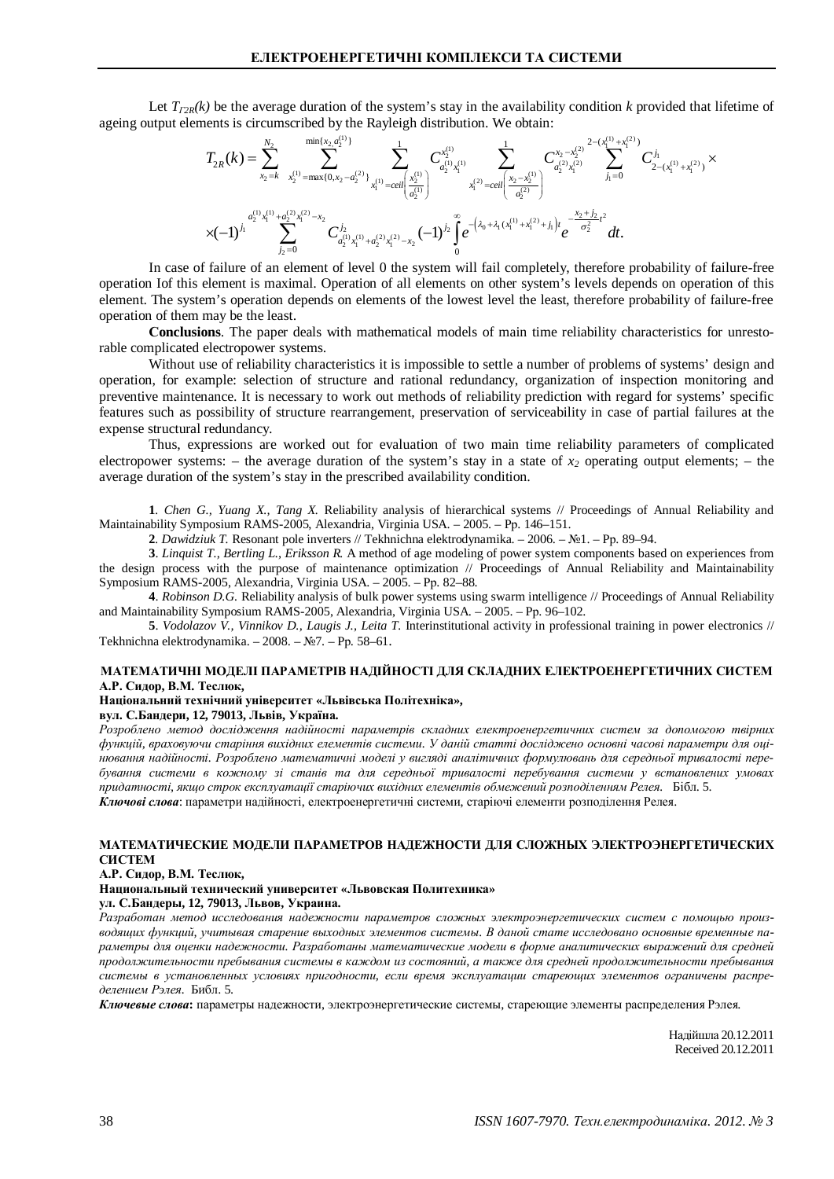Let $T_{Г2R}(k)$ be the average duration of the system's stay in the availability condition $k$ provided that lifetime of ageing output elements is circumscribed by the Rayleigh distribution. We obtain:

$$T_{2R}(k)=\sum_{x_2=k}^{N_2}\;\sum_{x_2^{(1)}=\max\{0,x_2-a_2^{(2)}\}}^{\min\{x_2,a_2^{(1)}\}}\;\sum_{x_1^{(1)}=ceil\left(\frac{x_2^{(1)}}{a_2^{(1)}}\right)}^{1} C_{a_2^{(1)}x_1^{(1)}}^{x_2^{(1)}}\sum_{x_1^{(2)}=ceil\left(\frac{x_2-x_2^{(1)}}{a_2^{(2)}}\right)}^{1} C_{a_2^{(2)}x_1^{(2)}}^{x_2-x_2^{(2)}}\sum_{j_1=0}^{2-(x_1^{(1)}+x_1^{(2)})} C_{2-(x_1^{(1)}+x_1^{(2)})}^{j_1}\times$$

$$\times(-1)^{j_1}\sum_{j_2=0}^{a_2^{(1)}x_1^{(1)}+a_2^{(2)}x_1^{(2)}-x_2} C_{a_2^{(1)}x_1^{(1)}+a_2^{(2)}x_1^{(2)}-x_2}^{j_2}(-1)^{j_2}\int_0^{\infty}e^{-\left(\lambda_0+\lambda_1(x_1^{(1)}+x_1^{(2)}+j_1\right)t}e^{-\frac{x_2+j_2}{\sigma_2^2}t^2}dt.$$

In case of failure of an element of level 0 the system will fail completely, therefore probability of failure-free operation Iof this element is maximal. Operation of all elements on other system's levels depends on operation of this element. The system's operation depends on elements of the lowest level the least, therefore probability of failure-free operation of them may be the least.

**Conclusions**. The paper deals with mathematical models of main time reliability characteristics for unrestorable complicated electropower systems.

Without use of reliability characteristics it is impossible to settle a number of problems of systems' design and operation, for example: selection of structure and rational redundancy, organization of inspection monitoring and preventive maintenance. It is necessary to work out methods of reliability prediction with regard for systems' specific features such as possibility of structure rearrangement, preservation of serviceability in case of partial failures at the expense structural redundancy.

Thus, expressions are worked out for evaluation of two main time reliability parameters of complicated electropower systems: – the average duration of the system's stay in a state of $x_2$ operating output elements; – the average duration of the system's stay in the prescribed availability condition.

**1**. *Chen G., Yuang X., Tang X.* Reliability analysis of hierarchical systems // Proceedings of Annual Reliability and Maintainability Symposium RAMS-2005, Alexandria, Virginia USA. – 2005. – Pp. 146–151.

**2**. *Dawidziuk T.* Resonant pole inverters // Tekhnichna elektrodynamika. – 2006. – №1. – Pp. 89–94.

**3**. *Linquist T., Bertling L., Eriksson R.* A method of age modeling of power system components based on experiences from the design process with the purpose of maintenance optimization // Proceedings of Annual Reliability and Maintainability Symposium RAMS-2005, Alexandria, Virginia USA. – 2005. – Pp. 82–88.

**4**. *Robinson D.G.* Reliability analysis of bulk power systems using swarm intelligence // Proceedings of Annual Reliability and Maintainability Symposium RAMS-2005, Alexandria, Virginia USA. – 2005. – Pp. 96–102.

**5**. *Vodolazov V., Vinnikov D., Laugis J., Leita T.* Interinstitutional activity in professional training in power electronics // Tekhnichna elektrodynamika. – 2008. – №7. – Pp. 58–61.

## МАТЕМАТИЧНІ МОДЕЛІ ПАРАМЕТРІВ НАДІЙНОСТІ ДЛЯ СКЛАДНИХ ЕЛЕКТРОЕНЕРГЕТИЧНИХ СИСТЕМ

**А.Р. Сидор, В.М. Теслюк,**
**Національний технічний університет «Львівська Політехніка»,**
**вул. С.Бандери, 12, 79013, Львів, Україна.**

*Розроблено метод дослідження надійності параметрів складних електроенергетичних систем за допомогою твірних функцій, враховуючи старіння вихідних елементів системи. У даній статті досліджено основні часові параметри для оцінювання надійності. Розроблено математичні моделі у вигляді аналітичних формулювань для середньої тривалості перебування системи в кожному зі станів та для середньої тривалості перебування системи у встановлених умовах придатності, якщо строк експлуатації старіючих вихідних елементів обмежений розподіленням Релея.* Бібл. 5.

***Ключові слова***: параметри надійності, електроенергетичні системи, старіючі елементи розподілення Релея.

## МАТЕМАТИЧЕСКИЕ МОДЕЛИ ПАРАМЕТРОВ НАДЕЖНОСТИ ДЛЯ СЛОЖНЫХ ЭЛЕКТРОЭНЕРГЕТИЧЕСКИХ СИСТЕМ

**А.Р. Сидор, В.М. Теслюк,**
**Национальный технический университет «Львовская Политехника»**
**ул. С.Бандеры, 12, 79013, Львов, Украина.**

*Разработан метод исследования надежности параметров сложных электроэнергетических систем с помощью производящих функций, учитывая старение выходных элементов системы. В даной стате исследовано основные временные параметры для оценки надежности. Разработаны математические модели в форме аналитических выражений для средней продолжительности пребывания системы в каждом из состояний, а также для средней продолжительности пребывания системы в установленных условиях пригодности, если время эксплуатации стареющих элементов ограничены распределением Рэлея.* Библ. 5.

***Ключевые слова***: параметры надежности, электроэнергетические системы, стареющие элементы распределения Рэлея.

Надійшла 20.12.2011
Received 20.12.2011